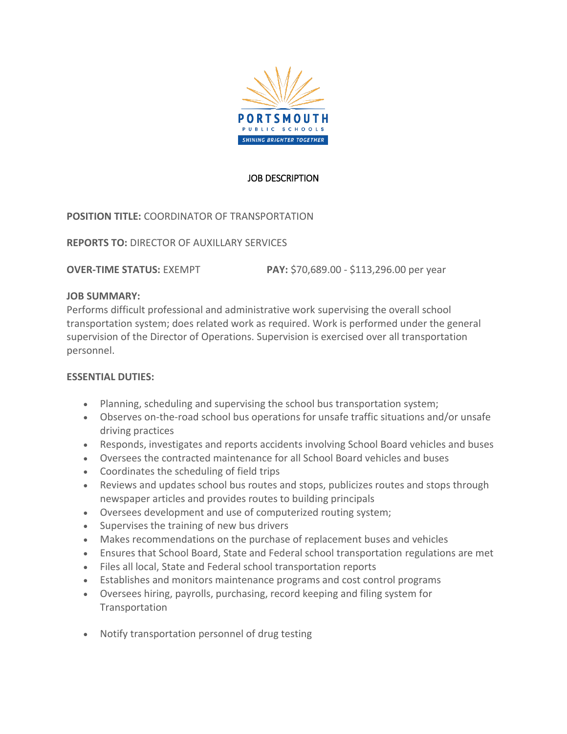PORTSMOUTH

PUBLIC SCHOOLS

SHINING BRIGHTER TOGETHER

# JOB DESCRIPTION

**POSITION TITLE:** COORDINATOR OF TRANSPORTATION

**REPORTS TO:** DIRECTOR OF AUXILLARY SERVICES

**OVER-TIME STATUS:** EXEMPT **PAY:** $70,689.00 - $113,296.00 per year

**JOB SUMMARY:**
Performs difficult professional and administrative work supervising the overall school transportation system; does related work as required. Work is performed under the general supervision of the Director of Operations. Supervision is exercised over all transportation personnel.

**ESSENTIAL DUTIES:**

- Planning, scheduling and supervising the school bus transportation system;
- Observes on-the-road school bus operations for unsafe traffic situations and/or unsafe driving practices
- Responds, investigates and reports accidents involving School Board vehicles and buses
- Oversees the contracted maintenance for all School Board vehicles and buses
- Coordinates the scheduling of field trips
- Reviews and updates school bus routes and stops, publicizes routes and stops through newspaper articles and provides routes to building principals
- Oversees development and use of computerized routing system;
- Supervises the training of new bus drivers
- Makes recommendations on the purchase of replacement buses and vehicles
- Ensures that School Board, State and Federal school transportation regulations are met
- Files all local, State and Federal school transportation reports
- Establishes and monitors maintenance programs and cost control programs
- Oversees hiring, payrolls, purchasing, record keeping and filing system for Transportation
- Notify transportation personnel of drug testing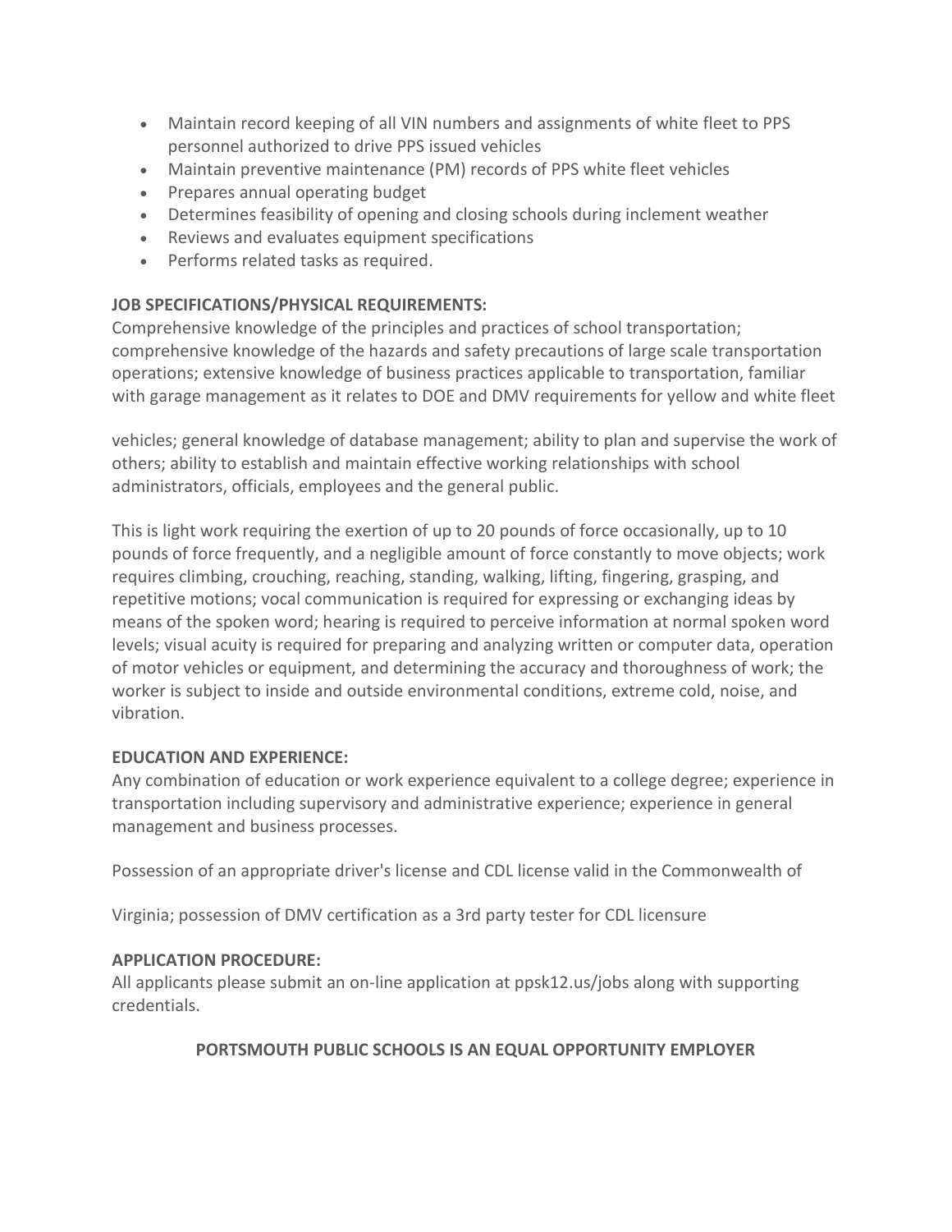- Maintain record keeping of all VIN numbers and assignments of white fleet to PPS personnel authorized to drive PPS issued vehicles
- Maintain preventive maintenance (PM) records of PPS white fleet vehicles
- Prepares annual operating budget
- Determines feasibility of opening and closing schools during inclement weather
- Reviews and evaluates equipment specifications
- Performs related tasks as required.

**JOB SPECIFICATIONS/PHYSICAL REQUIREMENTS:**

Comprehensive knowledge of the principles and practices of school transportation; comprehensive knowledge of the hazards and safety precautions of large scale transportation operations; extensive knowledge of business practices applicable to transportation, familiar with garage management as it relates to DOE and DMV requirements for yellow and white fleet vehicles; general knowledge of database management; ability to plan and supervise the work of others; ability to establish and maintain effective working relationships with school administrators, officials, employees and the general public.

This is light work requiring the exertion of up to 20 pounds of force occasionally, up to 10 pounds of force frequently, and a negligible amount of force constantly to move objects; work requires climbing, crouching, reaching, standing, walking, lifting, fingering, grasping, and repetitive motions; vocal communication is required for expressing or exchanging ideas by means of the spoken word; hearing is required to perceive information at normal spoken word levels; visual acuity is required for preparing and analyzing written or computer data, operation of motor vehicles or equipment, and determining the accuracy and thoroughness of work; the worker is subject to inside and outside environmental conditions, extreme cold, noise, and vibration.

**EDUCATION AND EXPERIENCE:**

Any combination of education or work experience equivalent to a college degree; experience in transportation including supervisory and administrative experience; experience in general management and business processes.

Possession of an appropriate driver's license and CDL license valid in the Commonwealth of Virginia; possession of DMV certification as a 3rd party tester for CDL licensure

**APPLICATION PROCEDURE:**

All applicants please submit an on-line application at ppsk12.us/jobs along with supporting credentials.

**PORTSMOUTH PUBLIC SCHOOLS IS AN EQUAL OPPORTUNITY EMPLOYER**